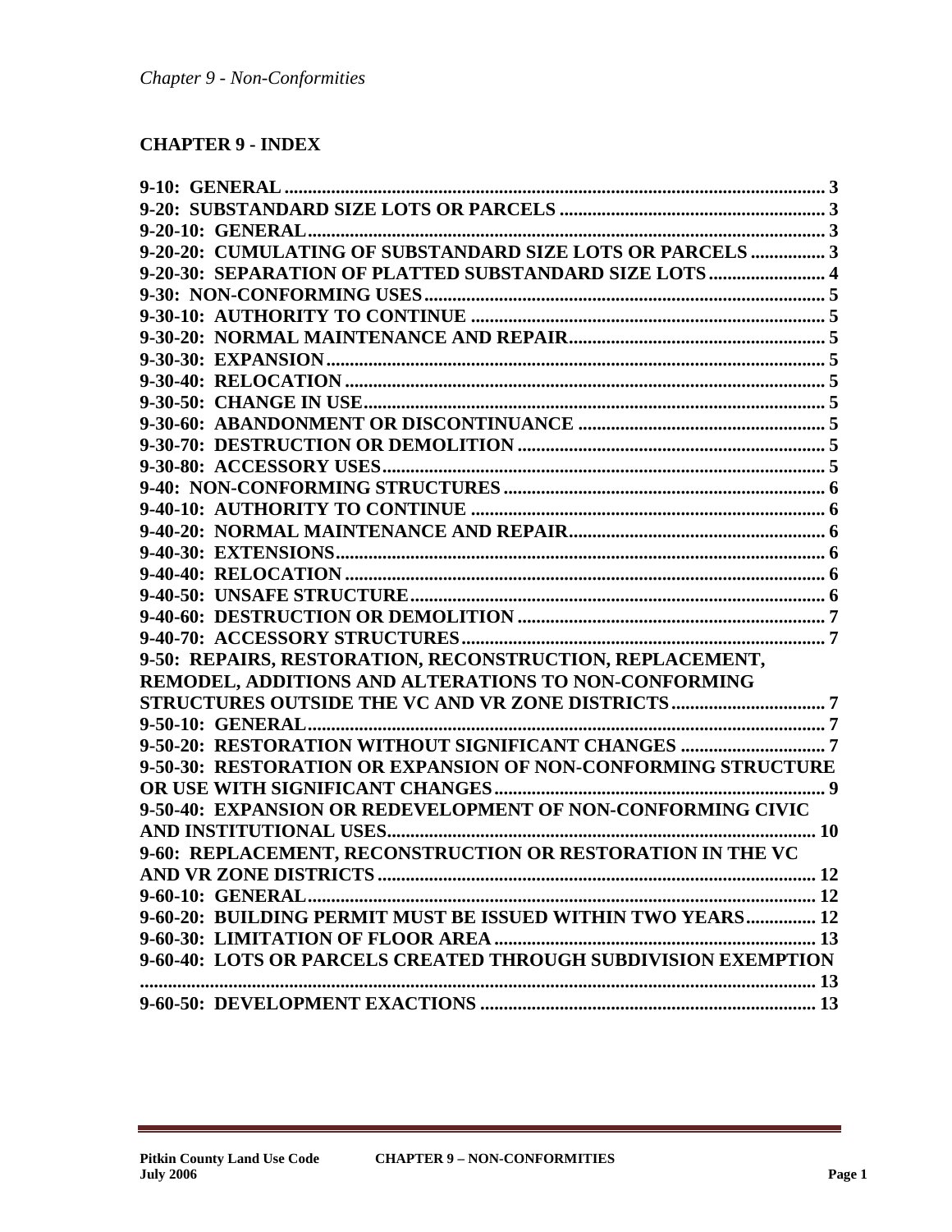## CHAPTER 9 - INDEX

| | |
|---|---|
| **9-10: GENERAL** | **3** |
| **9-20: SUBSTANDARD SIZE LOTS OR PARCELS** | **3** |
| **9-20-10: GENERAL** | **3** |
| **9-20-20: CUMULATING OF SUBSTANDARD SIZE LOTS OR PARCELS** | **3** |
| **9-20-30: SEPARATION OF PLATTED SUBSTANDARD SIZE LOTS** | **4** |
| **9-30: NON-CONFORMING USES** | **5** |
| **9-30-10: AUTHORITY TO CONTINUE** | **5** |
| **9-30-20: NORMAL MAINTENANCE AND REPAIR** | **5** |
| **9-30-30: EXPANSION** | **5** |
| **9-30-40: RELOCATION** | **5** |
| **9-30-50: CHANGE IN USE** | **5** |
| **9-30-60: ABANDONMENT OR DISCONTINUANCE** | **5** |
| **9-30-70: DESTRUCTION OR DEMOLITION** | **5** |
| **9-30-80: ACCESSORY USES** | **5** |
| **9-40: NON-CONFORMING STRUCTURES** | **6** |
| **9-40-10: AUTHORITY TO CONTINUE** | **6** |
| **9-40-20: NORMAL MAINTENANCE AND REPAIR** | **6** |
| **9-40-30: EXTENSIONS** | **6** |
| **9-40-40: RELOCATION** | **6** |
| **9-40-50: UNSAFE STRUCTURE** | **6** |
| **9-40-60: DESTRUCTION OR DEMOLITION** | **7** |
| **9-40-70: ACCESSORY STRUCTURES** | **7** |
| **9-50: REPAIRS, RESTORATION, RECONSTRUCTION, REPLACEMENT, REMODEL, ADDITIONS AND ALTERATIONS TO NON-CONFORMING STRUCTURES OUTSIDE THE VC AND VR ZONE DISTRICTS** | **7** |
| **9-50-10: GENERAL** | **7** |
| **9-50-20: RESTORATION WITHOUT SIGNIFICANT CHANGES** | **7** |
| **9-50-30: RESTORATION OR EXPANSION OF NON-CONFORMING STRUCTURE OR USE WITH SIGNIFICANT CHANGES** | **9** |
| **9-50-40: EXPANSION OR REDEVELOPMENT OF NON-CONFORMING CIVIC AND INSTITUTIONAL USES** | **10** |
| **9-60: REPLACEMENT, RECONSTRUCTION OR RESTORATION IN THE VC AND VR ZONE DISTRICTS** | **12** |
| **9-60-10: GENERAL** | **12** |
| **9-60-20: BUILDING PERMIT MUST BE ISSUED WITHIN TWO YEARS** | **12** |
| **9-60-30: LIMITATION OF FLOOR AREA** | **13** |
| **9-60-40: LOTS OR PARCELS CREATED THROUGH SUBDIVISION EXEMPTION** | **13** |
| **9-60-50: DEVELOPMENT EXACTIONS** | **13** |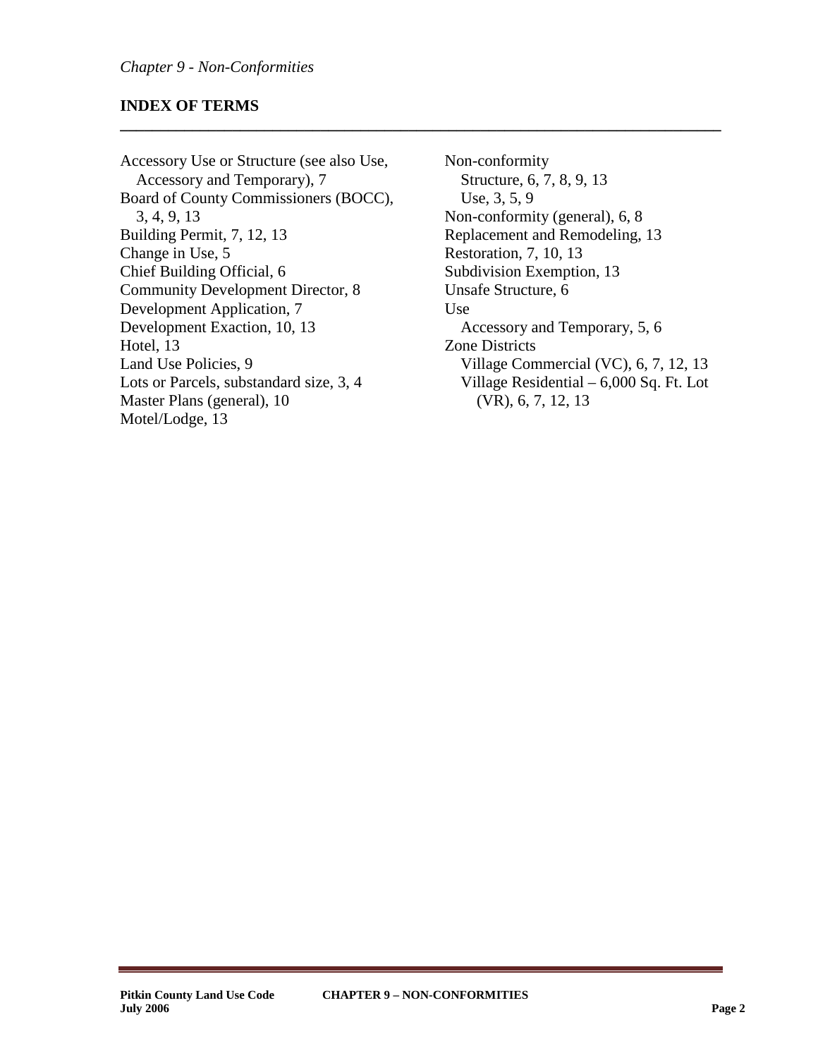*Chapter 9 - Non-Conformities*

## INDEX OF TERMS

Accessory Use or Structure (see also Use, Accessory and Temporary), 7
Board of County Commissioners (BOCC), 3, 4, 9, 13
Building Permit, 7, 12, 13
Change in Use, 5
Chief Building Official, 6
Community Development Director, 8
Development Application, 7
Development Exaction, 10, 13
Hotel, 13
Land Use Policies, 9
Lots or Parcels, substandard size, 3, 4
Master Plans (general), 10
Motel/Lodge, 13
Non-conformity
  Structure, 6, 7, 8, 9, 13
  Use, 3, 5, 9
Non-conformity (general), 6, 8
Replacement and Remodeling, 13
Restoration, 7, 10, 13
Subdivision Exemption, 13
Unsafe Structure, 6
Use
  Accessory and Temporary, 5, 6
Zone Districts
  Village Commercial (VC), 6, 7, 12, 13
  Village Residential – 6,000 Sq. Ft. Lot (VR), 6, 7, 12, 13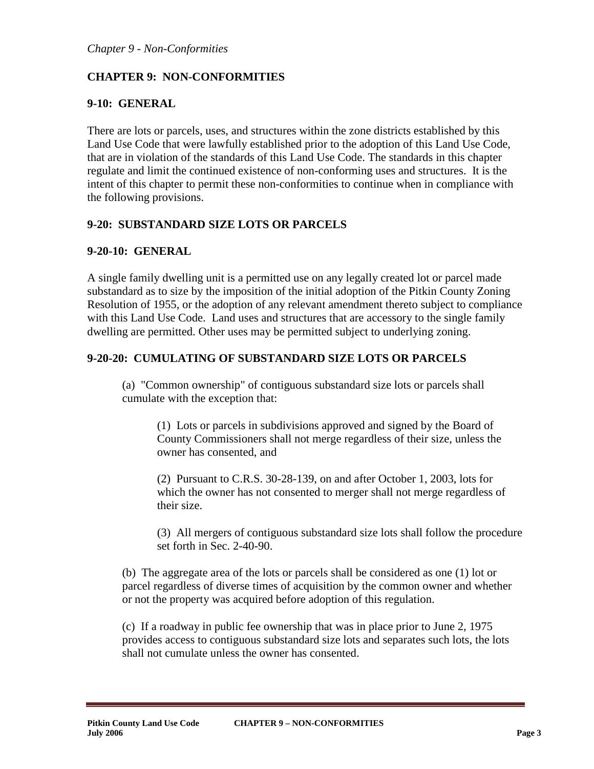# CHAPTER 9: NON-CONFORMITIES

## 9-10: GENERAL

There are lots or parcels, uses, and structures within the zone districts established by this Land Use Code that were lawfully established prior to the adoption of this Land Use Code, that are in violation of the standards of this Land Use Code. The standards in this chapter regulate and limit the continued existence of non-conforming uses and structures. It is the intent of this chapter to permit these non-conformities to continue when in compliance with the following provisions.

## 9-20: SUBSTANDARD SIZE LOTS OR PARCELS

### 9-20-10: GENERAL

A single family dwelling unit is a permitted use on any legally created lot or parcel made substandard as to size by the imposition of the initial adoption of the Pitkin County Zoning Resolution of 1955, or the adoption of any relevant amendment thereto subject to compliance with this Land Use Code. Land uses and structures that are accessory to the single family dwelling are permitted. Other uses may be permitted subject to underlying zoning.

### 9-20-20: CUMULATING OF SUBSTANDARD SIZE LOTS OR PARCELS

(a) "Common ownership" of contiguous substandard size lots or parcels shall cumulate with the exception that:

(1) Lots or parcels in subdivisions approved and signed by the Board of County Commissioners shall not merge regardless of their size, unless the owner has consented, and

(2) Pursuant to C.R.S. 30-28-139, on and after October 1, 2003, lots for which the owner has not consented to merger shall not merge regardless of their size.

(3) All mergers of contiguous substandard size lots shall follow the procedure set forth in Sec. 2-40-90.

(b) The aggregate area of the lots or parcels shall be considered as one (1) lot or parcel regardless of diverse times of acquisition by the common owner and whether or not the property was acquired before adoption of this regulation.

(c) If a roadway in public fee ownership that was in place prior to June 2, 1975 provides access to contiguous substandard size lots and separates such lots, the lots shall not cumulate unless the owner has consented.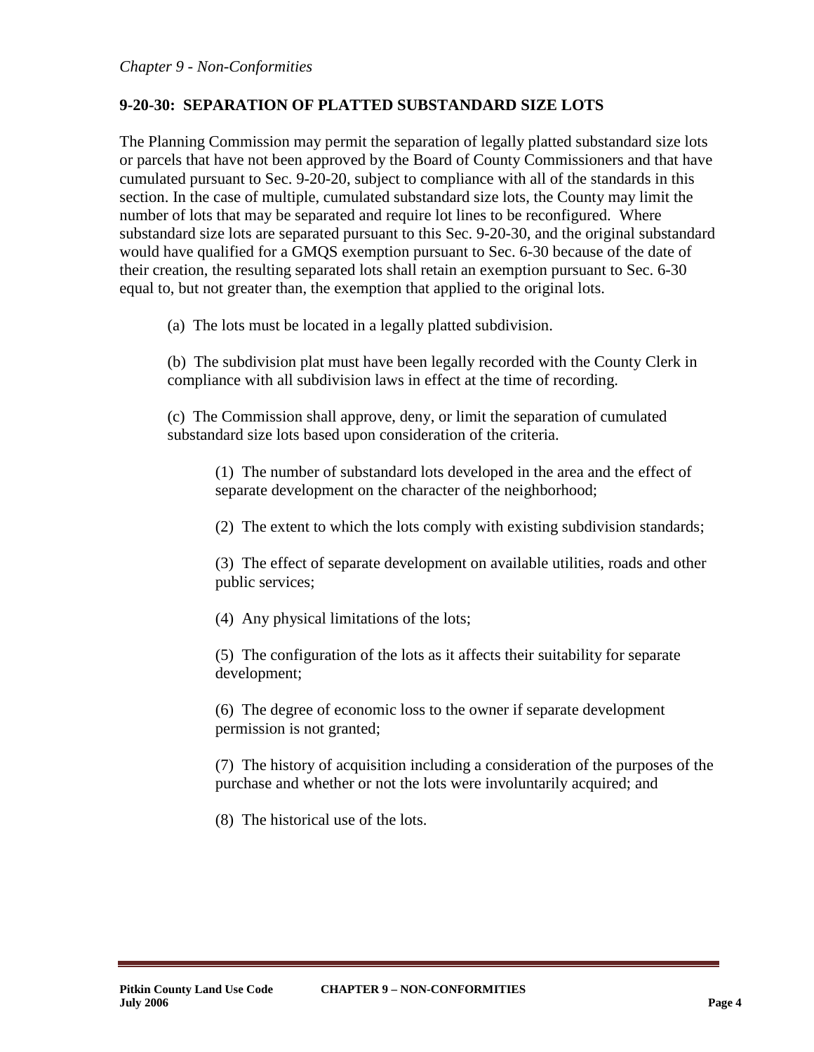## 9-20-30: SEPARATION OF PLATTED SUBSTANDARD SIZE LOTS

The Planning Commission may permit the separation of legally platted substandard size lots or parcels that have not been approved by the Board of County Commissioners and that have cumulated pursuant to Sec. 9-20-20, subject to compliance with all of the standards in this section. In the case of multiple, cumulated substandard size lots, the County may limit the number of lots that may be separated and require lot lines to be reconfigured. Where substandard size lots are separated pursuant to this Sec. 9-20-30, and the original substandard would have qualified for a GMQS exemption pursuant to Sec. 6-30 because of the date of their creation, the resulting separated lots shall retain an exemption pursuant to Sec. 6-30 equal to, but not greater than, the exemption that applied to the original lots.

(a) The lots must be located in a legally platted subdivision.

(b) The subdivision plat must have been legally recorded with the County Clerk in compliance with all subdivision laws in effect at the time of recording.

(c) The Commission shall approve, deny, or limit the separation of cumulated substandard size lots based upon consideration of the criteria.

(1) The number of substandard lots developed in the area and the effect of separate development on the character of the neighborhood;

(2) The extent to which the lots comply with existing subdivision standards;

(3) The effect of separate development on available utilities, roads and other public services;

(4) Any physical limitations of the lots;

(5) The configuration of the lots as it affects their suitability for separate development;

(6) The degree of economic loss to the owner if separate development permission is not granted;

(7) The history of acquisition including a consideration of the purposes of the purchase and whether or not the lots were involuntarily acquired; and

(8) The historical use of the lots.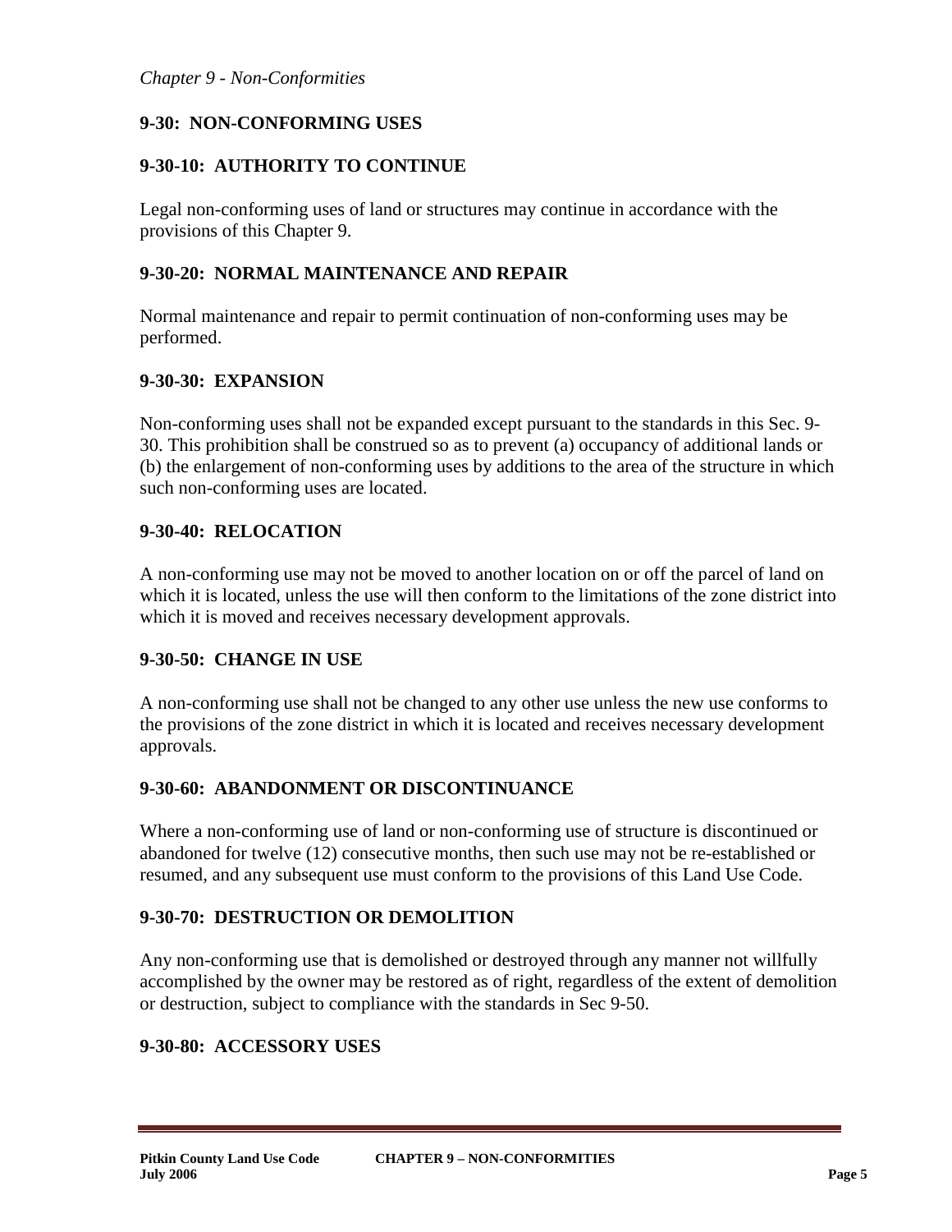## 9-30: NON-CONFORMING USES

### 9-30-10: AUTHORITY TO CONTINUE

Legal non-conforming uses of land or structures may continue in accordance with the provisions of this Chapter 9.

### 9-30-20: NORMAL MAINTENANCE AND REPAIR

Normal maintenance and repair to permit continuation of non-conforming uses may be performed.

### 9-30-30: EXPANSION

Non-conforming uses shall not be expanded except pursuant to the standards in this Sec. 9-30. This prohibition shall be construed so as to prevent (a) occupancy of additional lands or (b) the enlargement of non-conforming uses by additions to the area of the structure in which such non-conforming uses are located.

### 9-30-40: RELOCATION

A non-conforming use may not be moved to another location on or off the parcel of land on which it is located, unless the use will then conform to the limitations of the zone district into which it is moved and receives necessary development approvals.

### 9-30-50: CHANGE IN USE

A non-conforming use shall not be changed to any other use unless the new use conforms to the provisions of the zone district in which it is located and receives necessary development approvals.

### 9-30-60: ABANDONMENT OR DISCONTINUANCE

Where a non-conforming use of land or non-conforming use of structure is discontinued or abandoned for twelve (12) consecutive months, then such use may not be re-established or resumed, and any subsequent use must conform to the provisions of this Land Use Code.

### 9-30-70: DESTRUCTION OR DEMOLITION

Any non-conforming use that is demolished or destroyed through any manner not willfully accomplished by the owner may be restored as of right, regardless of the extent of demolition or destruction, subject to compliance with the standards in Sec 9-50.

### 9-30-80: ACCESSORY USES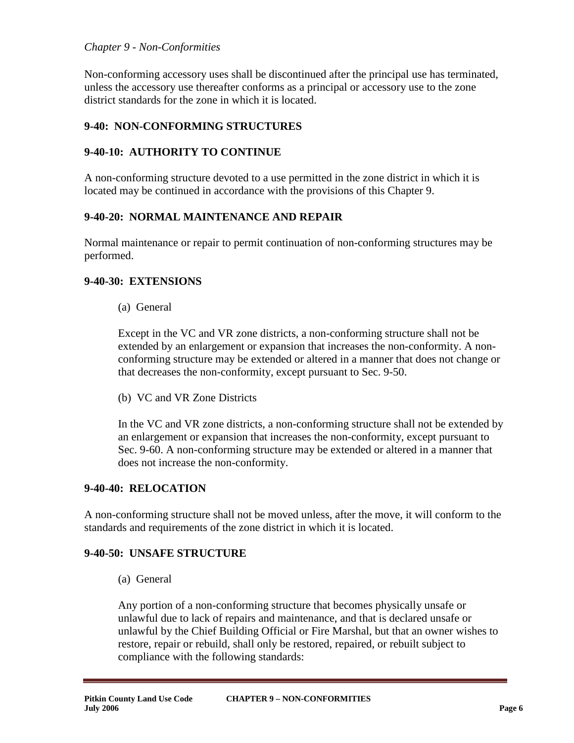Non-conforming accessory uses shall be discontinued after the principal use has terminated, unless the accessory use thereafter conforms as a principal or accessory use to the zone district standards for the zone in which it is located.

## 9-40: NON-CONFORMING STRUCTURES

### 9-40-10: AUTHORITY TO CONTINUE

A non-conforming structure devoted to a use permitted in the zone district in which it is located may be continued in accordance with the provisions of this Chapter 9.

### 9-40-20: NORMAL MAINTENANCE AND REPAIR

Normal maintenance or repair to permit continuation of non-conforming structures may be performed.

### 9-40-30: EXTENSIONS

(a) General

Except in the VC and VR zone districts, a non-conforming structure shall not be extended by an enlargement or expansion that increases the non-conformity. A non-conforming structure may be extended or altered in a manner that does not change or that decreases the non-conformity, except pursuant to Sec. 9-50.

(b) VC and VR Zone Districts

In the VC and VR zone districts, a non-conforming structure shall not be extended by an enlargement or expansion that increases the non-conformity, except pursuant to Sec. 9-60. A non-conforming structure may be extended or altered in a manner that does not increase the non-conformity.

### 9-40-40: RELOCATION

A non-conforming structure shall not be moved unless, after the move, it will conform to the standards and requirements of the zone district in which it is located.

### 9-40-50: UNSAFE STRUCTURE

(a) General

Any portion of a non-conforming structure that becomes physically unsafe or unlawful due to lack of repairs and maintenance, and that is declared unsafe or unlawful by the Chief Building Official or Fire Marshal, but that an owner wishes to restore, repair or rebuild, shall only be restored, repaired, or rebuilt subject to compliance with the following standards: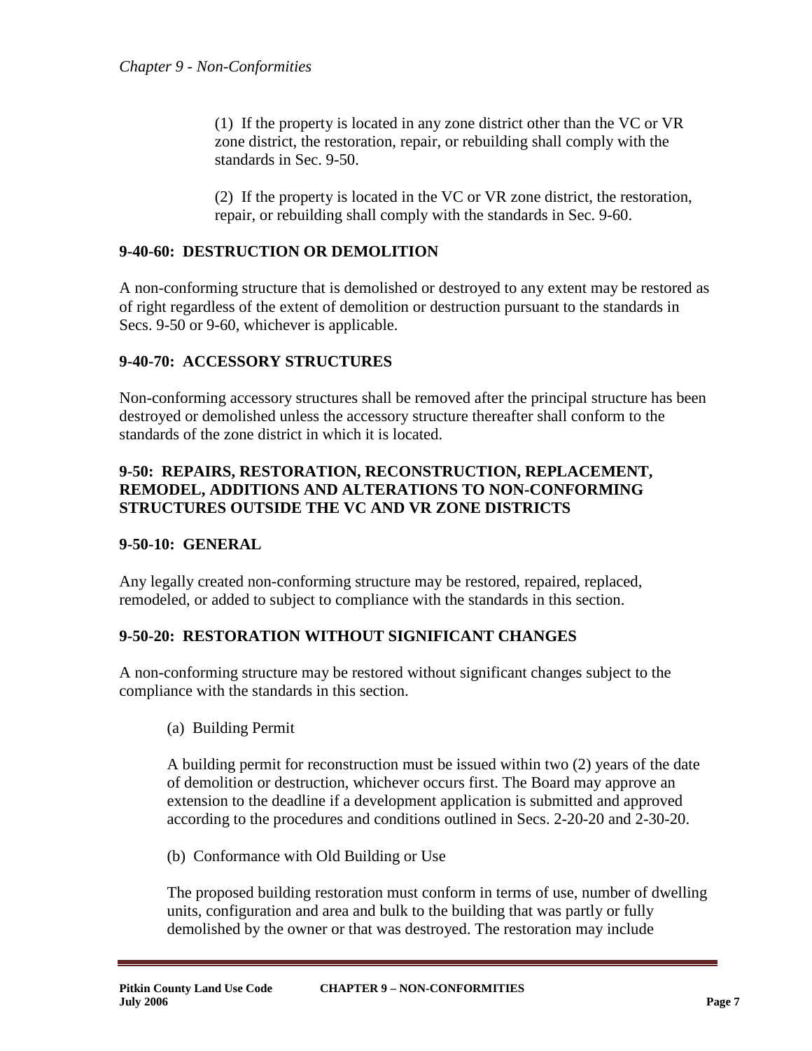(1) If the property is located in any zone district other than the VC or VR zone district, the restoration, repair, or rebuilding shall comply with the standards in Sec. 9-50.

(2) If the property is located in the VC or VR zone district, the restoration, repair, or rebuilding shall comply with the standards in Sec. 9-60.

### 9-40-60: DESTRUCTION OR DEMOLITION

A non-conforming structure that is demolished or destroyed to any extent may be restored as of right regardless of the extent of demolition or destruction pursuant to the standards in Secs. 9-50 or 9-60, whichever is applicable.

### 9-40-70: ACCESSORY STRUCTURES

Non-conforming accessory structures shall be removed after the principal structure has been destroyed or demolished unless the accessory structure thereafter shall conform to the standards of the zone district in which it is located.

## 9-50: REPAIRS, RESTORATION, RECONSTRUCTION, REPLACEMENT, REMODEL, ADDITIONS AND ALTERATIONS TO NON-CONFORMING STRUCTURES OUTSIDE THE VC AND VR ZONE DISTRICTS

### 9-50-10: GENERAL

Any legally created non-conforming structure may be restored, repaired, replaced, remodeled, or added to subject to compliance with the standards in this section.

### 9-50-20: RESTORATION WITHOUT SIGNIFICANT CHANGES

A non-conforming structure may be restored without significant changes subject to the compliance with the standards in this section.

(a) Building Permit

A building permit for reconstruction must be issued within two (2) years of the date of demolition or destruction, whichever occurs first. The Board may approve an extension to the deadline if a development application is submitted and approved according to the procedures and conditions outlined in Secs. 2-20-20 and 2-30-20.

(b) Conformance with Old Building or Use

The proposed building restoration must conform in terms of use, number of dwelling units, configuration and area and bulk to the building that was partly or fully demolished by the owner or that was destroyed. The restoration may include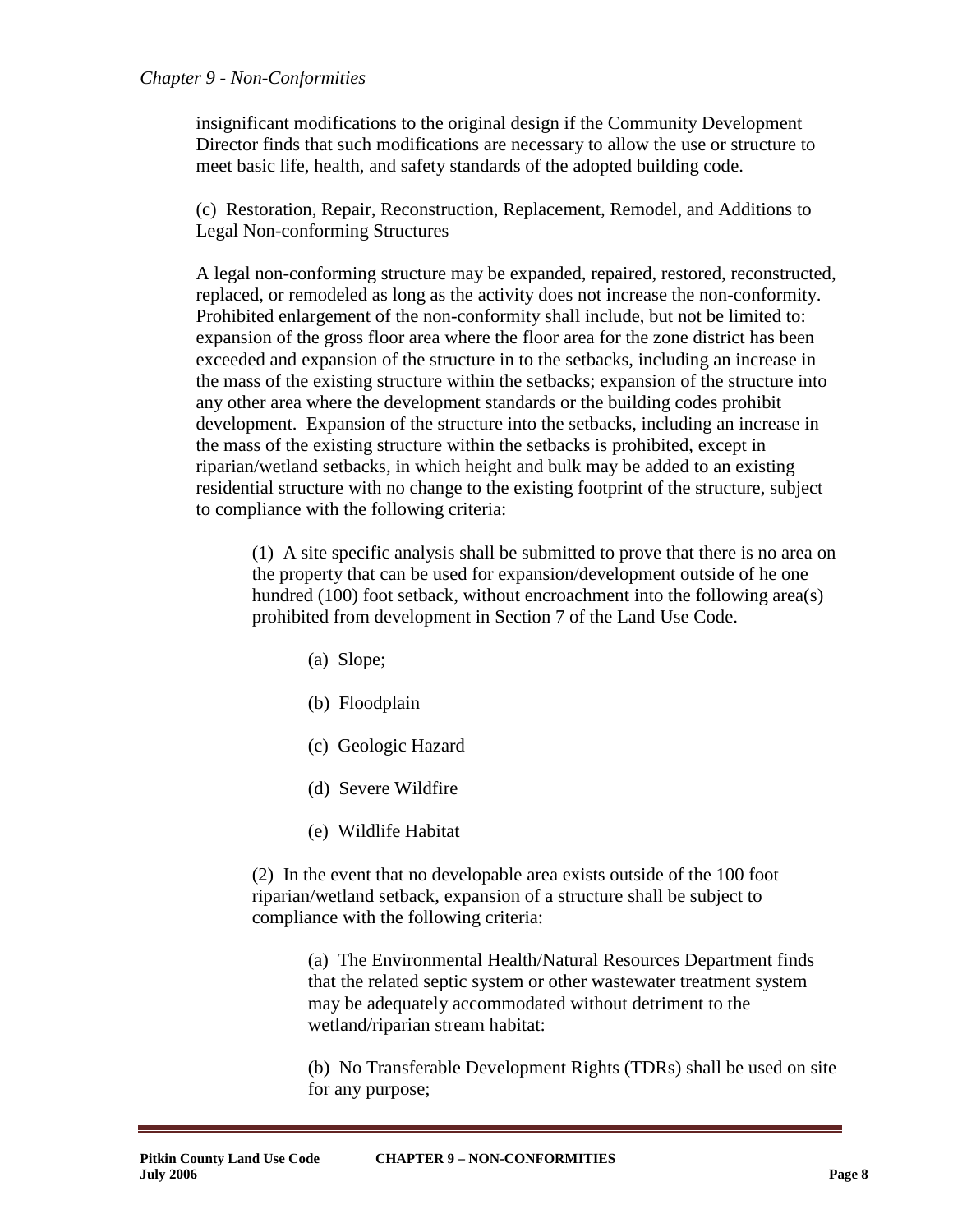insignificant modifications to the original design if the Community Development Director finds that such modifications are necessary to allow the use or structure to meet basic life, health, and safety standards of the adopted building code.

(c) Restoration, Repair, Reconstruction, Replacement, Remodel, and Additions to Legal Non-conforming Structures

A legal non-conforming structure may be expanded, repaired, restored, reconstructed, replaced, or remodeled as long as the activity does not increase the non-conformity. Prohibited enlargement of the non-conformity shall include, but not be limited to: expansion of the gross floor area where the floor area for the zone district has been exceeded and expansion of the structure in to the setbacks, including an increase in the mass of the existing structure within the setbacks; expansion of the structure into any other area where the development standards or the building codes prohibit development. Expansion of the structure into the setbacks, including an increase in the mass of the existing structure within the setbacks is prohibited, except in riparian/wetland setbacks, in which height and bulk may be added to an existing residential structure with no change to the existing footprint of the structure, subject to compliance with the following criteria:

(1) A site specific analysis shall be submitted to prove that there is no area on the property that can be used for expansion/development outside of he one hundred (100) foot setback, without encroachment into the following area(s) prohibited from development in Section 7 of the Land Use Code.

(a) Slope;

(b) Floodplain

(c) Geologic Hazard

(d) Severe Wildfire

(e) Wildlife Habitat

(2) In the event that no developable area exists outside of the 100 foot riparian/wetland setback, expansion of a structure shall be subject to compliance with the following criteria:

(a) The Environmental Health/Natural Resources Department finds that the related septic system or other wastewater treatment system may be adequately accommodated without detriment to the wetland/riparian stream habitat:

(b) No Transferable Development Rights (TDRs) shall be used on site for any purpose;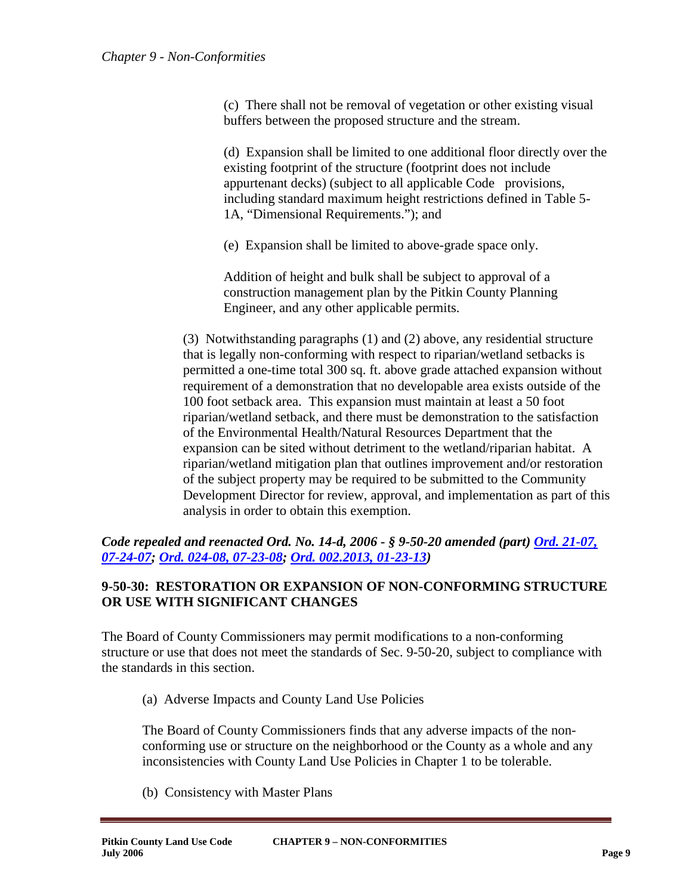(c) There shall not be removal of vegetation or other existing visual buffers between the proposed structure and the stream.

(d) Expansion shall be limited to one additional floor directly over the existing footprint of the structure (footprint does not include appurtenant decks) (subject to all applicable Code provisions, including standard maximum height restrictions defined in Table 5-1A, "Dimensional Requirements."); and

(e) Expansion shall be limited to above-grade space only.

Addition of height and bulk shall be subject to approval of a construction management plan by the Pitkin County Planning Engineer, and any other applicable permits.

(3) Notwithstanding paragraphs (1) and (2) above, any residential structure that is legally non-conforming with respect to riparian/wetland setbacks is permitted a one-time total 300 sq. ft. above grade attached expansion without requirement of a demonstration that no developable area exists outside of the 100 foot setback area. This expansion must maintain at least a 50 foot riparian/wetland setback, and there must be demonstration to the satisfaction of the Environmental Health/Natural Resources Department that the expansion can be sited without detriment to the wetland/riparian habitat. A riparian/wetland mitigation plan that outlines improvement and/or restoration of the subject property may be required to be submitted to the Community Development Director for review, approval, and implementation as part of this analysis in order to obtain this exemption.

***Code repealed and reenacted Ord. No. 14-d, 2006 - § 9-50-20 amended (part) Ord. 21-07, 07-24-07; Ord. 024-08, 07-23-08; Ord. 002.2013, 01-23-13)***

### 9-50-30: RESTORATION OR EXPANSION OF NON-CONFORMING STRUCTURE OR USE WITH SIGNIFICANT CHANGES

The Board of County Commissioners may permit modifications to a non-conforming structure or use that does not meet the standards of Sec. 9-50-20, subject to compliance with the standards in this section.

(a) Adverse Impacts and County Land Use Policies

The Board of County Commissioners finds that any adverse impacts of the non-conforming use or structure on the neighborhood or the County as a whole and any inconsistencies with County Land Use Policies in Chapter 1 to be tolerable.

(b) Consistency with Master Plans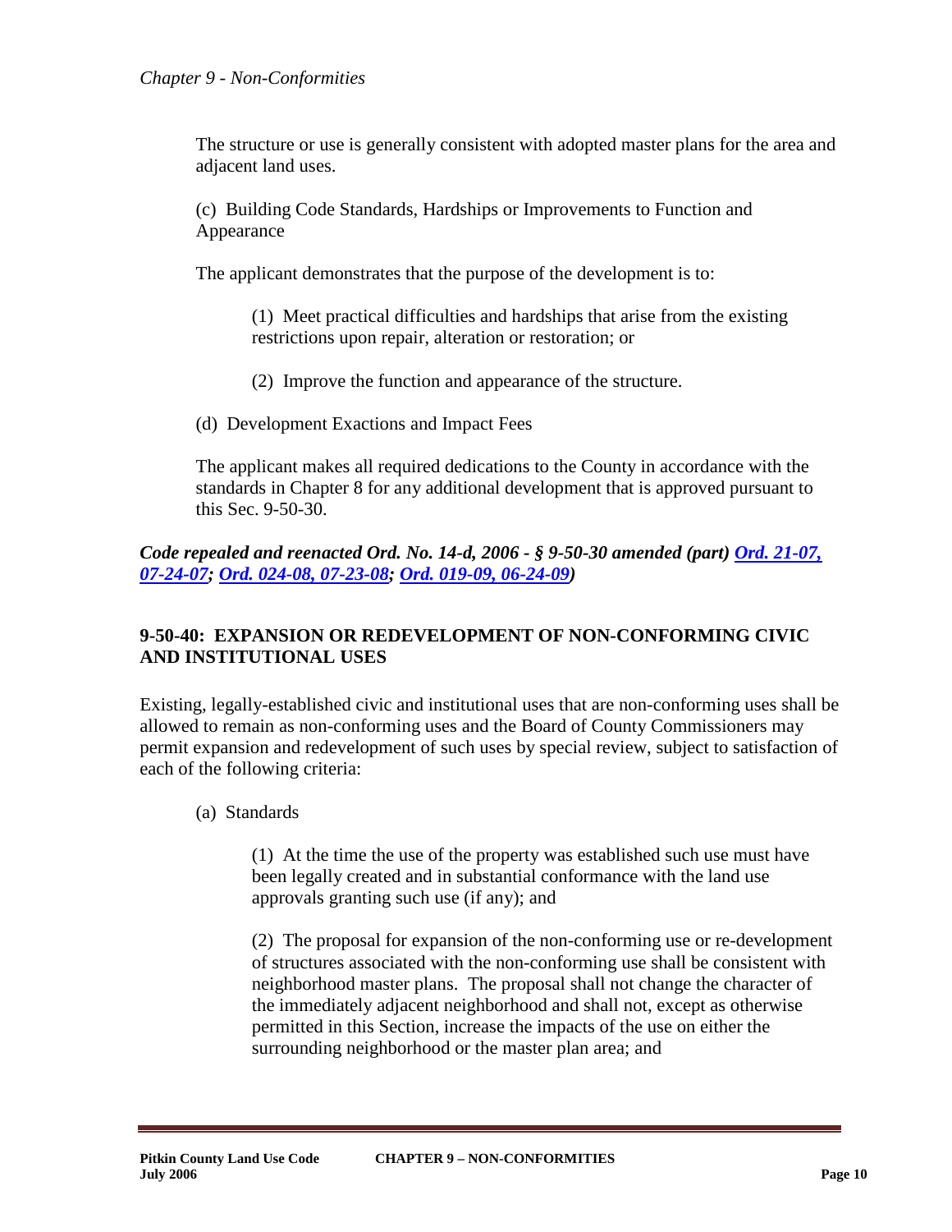The structure or use is generally consistent with adopted master plans for the area and adjacent land uses.

(c) Building Code Standards, Hardships or Improvements to Function and Appearance

The applicant demonstrates that the purpose of the development is to:

(1) Meet practical difficulties and hardships that arise from the existing restrictions upon repair, alteration or restoration; or

(2) Improve the function and appearance of the structure.

(d) Development Exactions and Impact Fees

The applicant makes all required dedications to the County in accordance with the standards in Chapter 8 for any additional development that is approved pursuant to this Sec. 9-50-30.

***Code repealed and reenacted Ord. No. 14-d, 2006 - § 9-50-30 amended (part) Ord. 21-07, 07-24-07; Ord. 024-08, 07-23-08; Ord. 019-09, 06-24-09)***

## 9-50-40: EXPANSION OR REDEVELOPMENT OF NON-CONFORMING CIVIC AND INSTITUTIONAL USES

Existing, legally-established civic and institutional uses that are non-conforming uses shall be allowed to remain as non-conforming uses and the Board of County Commissioners may permit expansion and redevelopment of such uses by special review, subject to satisfaction of each of the following criteria:

(a) Standards

(1) At the time the use of the property was established such use must have been legally created and in substantial conformance with the land use approvals granting such use (if any); and

(2) The proposal for expansion of the non-conforming use or re-development of structures associated with the non-conforming use shall be consistent with neighborhood master plans. The proposal shall not change the character of the immediately adjacent neighborhood and shall not, except as otherwise permitted in this Section, increase the impacts of the use on either the surrounding neighborhood or the master plan area; and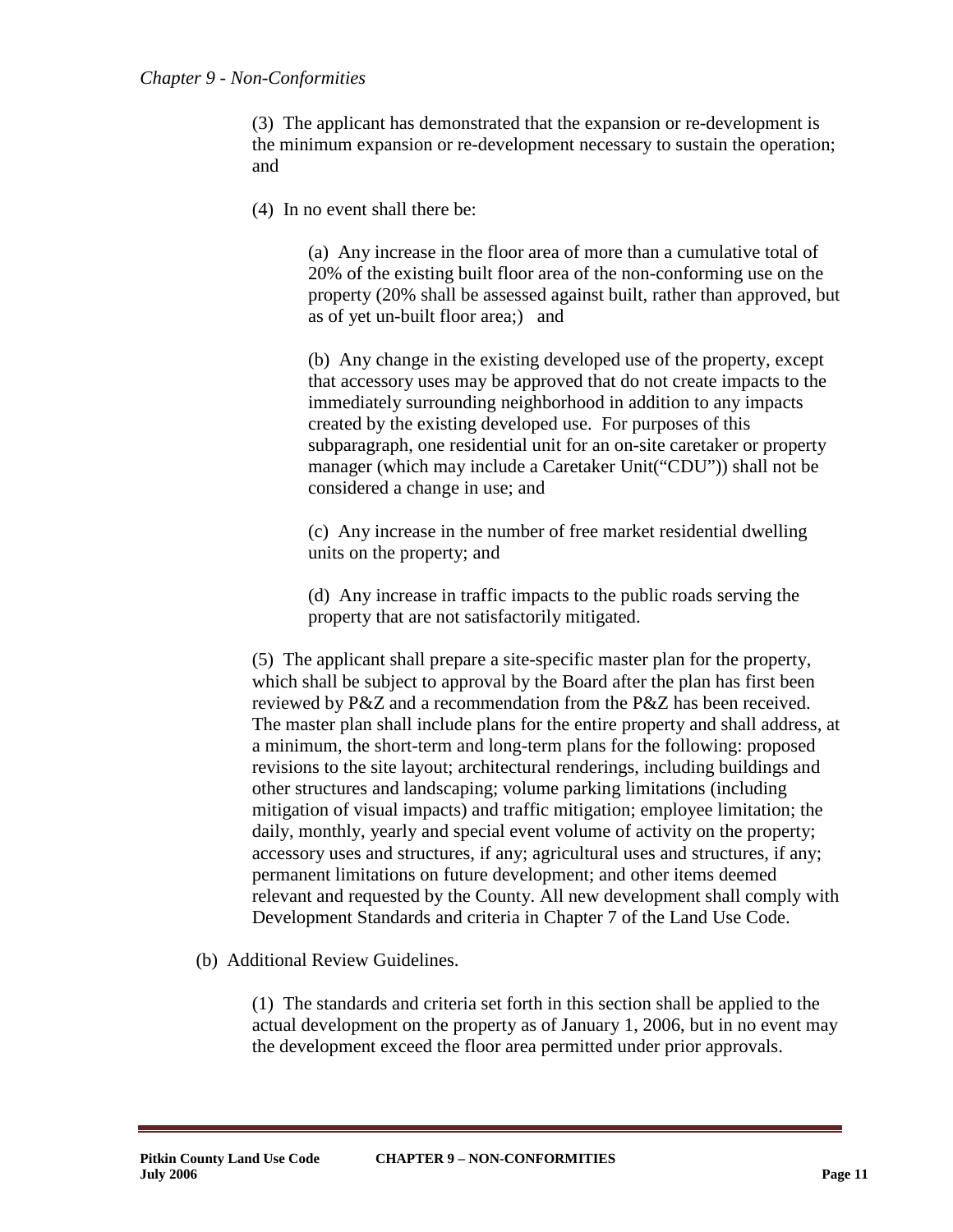(3) The applicant has demonstrated that the expansion or re-development is the minimum expansion or re-development necessary to sustain the operation; and

(4) In no event shall there be:

(a) Any increase in the floor area of more than a cumulative total of 20% of the existing built floor area of the non-conforming use on the property (20% shall be assessed against built, rather than approved, but as of yet un-built floor area;) and

(b) Any change in the existing developed use of the property, except that accessory uses may be approved that do not create impacts to the immediately surrounding neighborhood in addition to any impacts created by the existing developed use. For purposes of this subparagraph, one residential unit for an on-site caretaker or property manager (which may include a Caretaker Unit("CDU")) shall not be considered a change in use; and

(c) Any increase in the number of free market residential dwelling units on the property; and

(d) Any increase in traffic impacts to the public roads serving the property that are not satisfactorily mitigated.

(5) The applicant shall prepare a site-specific master plan for the property, which shall be subject to approval by the Board after the plan has first been reviewed by P&Z and a recommendation from the P&Z has been received. The master plan shall include plans for the entire property and shall address, at a minimum, the short-term and long-term plans for the following: proposed revisions to the site layout; architectural renderings, including buildings and other structures and landscaping; volume parking limitations (including mitigation of visual impacts) and traffic mitigation; employee limitation; the daily, monthly, yearly and special event volume of activity on the property; accessory uses and structures, if any; agricultural uses and structures, if any; permanent limitations on future development; and other items deemed relevant and requested by the County. All new development shall comply with Development Standards and criteria in Chapter 7 of the Land Use Code.

(b) Additional Review Guidelines.

(1) The standards and criteria set forth in this section shall be applied to the actual development on the property as of January 1, 2006, but in no event may the development exceed the floor area permitted under prior approvals.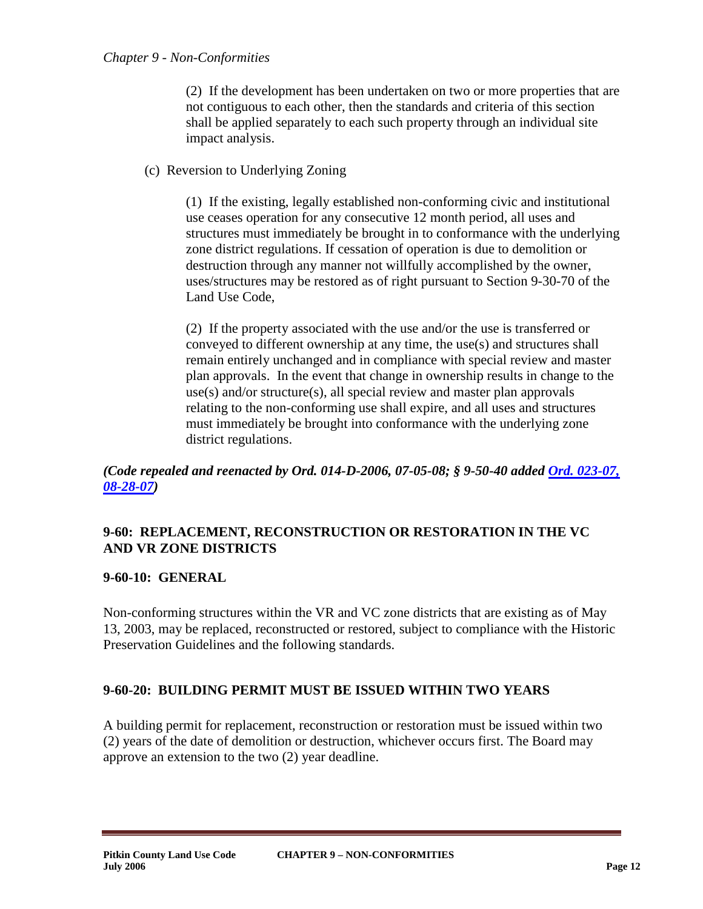(2) If the development has been undertaken on two or more properties that are not contiguous to each other, then the standards and criteria of this section shall be applied separately to each such property through an individual site impact analysis.

(c) Reversion to Underlying Zoning

(1) If the existing, legally established non-conforming civic and institutional use ceases operation for any consecutive 12 month period, all uses and structures must immediately be brought in to conformance with the underlying zone district regulations. If cessation of operation is due to demolition or destruction through any manner not willfully accomplished by the owner, uses/structures may be restored as of right pursuant to Section 9-30-70 of the Land Use Code,

(2) If the property associated with the use and/or the use is transferred or conveyed to different ownership at any time, the use(s) and structures shall remain entirely unchanged and in compliance with special review and master plan approvals. In the event that change in ownership results in change to the use(s) and/or structure(s), all special review and master plan approvals relating to the non-conforming use shall expire, and all uses and structures must immediately be brought into conformance with the underlying zone district regulations.

***(Code repealed and reenacted by Ord. 014-D-2006, 07-05-08; § 9-50-40 added Ord. 023-07, 08-28-07)***

## 9-60: REPLACEMENT, RECONSTRUCTION OR RESTORATION IN THE VC AND VR ZONE DISTRICTS

### 9-60-10: GENERAL

Non-conforming structures within the VR and VC zone districts that are existing as of May 13, 2003, may be replaced, reconstructed or restored, subject to compliance with the Historic Preservation Guidelines and the following standards.

### 9-60-20: BUILDING PERMIT MUST BE ISSUED WITHIN TWO YEARS

A building permit for replacement, reconstruction or restoration must be issued within two (2) years of the date of demolition or destruction, whichever occurs first. The Board may approve an extension to the two (2) year deadline.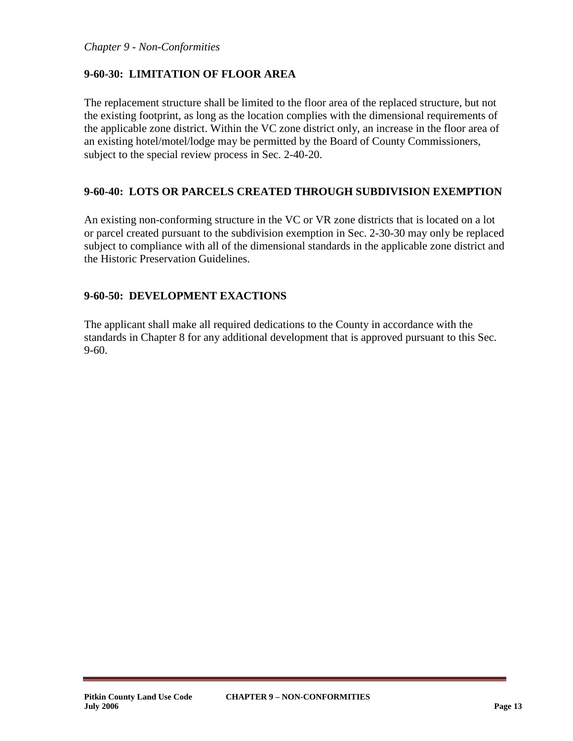## 9-60-30: LIMITATION OF FLOOR AREA

The replacement structure shall be limited to the floor area of the replaced structure, but not the existing footprint, as long as the location complies with the dimensional requirements of the applicable zone district. Within the VC zone district only, an increase in the floor area of an existing hotel/motel/lodge may be permitted by the Board of County Commissioners, subject to the special review process in Sec. 2-40-20.

## 9-60-40: LOTS OR PARCELS CREATED THROUGH SUBDIVISION EXEMPTION

An existing non-conforming structure in the VC or VR zone districts that is located on a lot or parcel created pursuant to the subdivision exemption in Sec. 2-30-30 may only be replaced subject to compliance with all of the dimensional standards in the applicable zone district and the Historic Preservation Guidelines.

## 9-60-50: DEVELOPMENT EXACTIONS

The applicant shall make all required dedications to the County in accordance with the standards in Chapter 8 for any additional development that is approved pursuant to this Sec. 9-60.